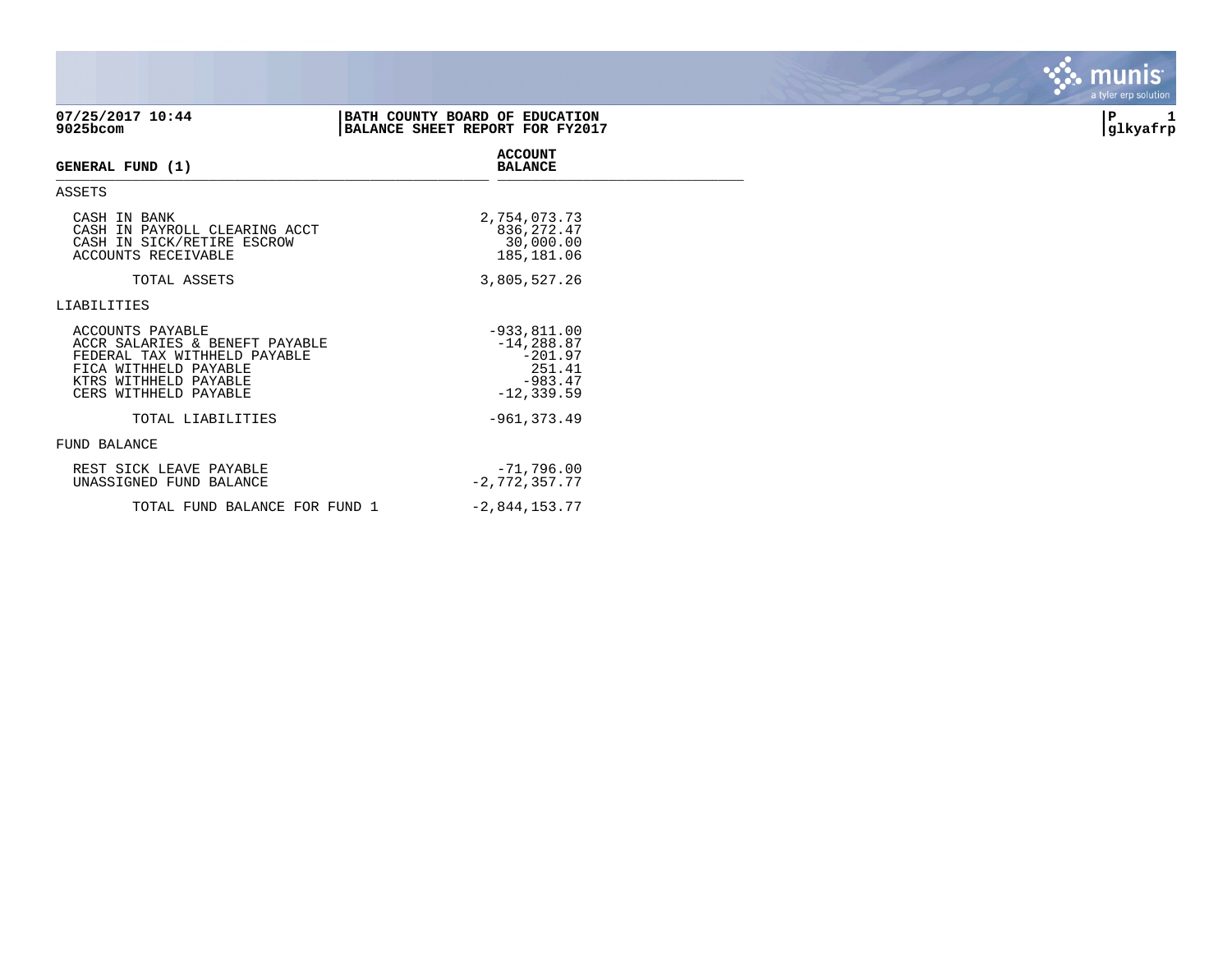07/25/2017 10:44
9025bcom

**BATH COUNTY BOARD OF EDUCATION**
**BALANCE SHEET REPORT FOR FY2017**

P 1
glkyafrp

| **GENERAL FUND (1)** | **ACCOUNT BALANCE** |
|---|---|
| ASSETS | |
| CASH IN BANK | 2,754,073.73 |
| CASH IN PAYROLL CLEARING ACCT | 836,272.47 |
| CASH IN SICK/RETIRE ESCROW | 30,000.00 |
| ACCOUNTS RECEIVABLE | 185,181.06 |
| TOTAL ASSETS | 3,805,527.26 |
| LIABILITIES | |
| ACCOUNTS PAYABLE | -933,811.00 |
| ACCR SALARIES & BENEFT PAYABLE | -14,288.87 |
| FEDERAL TAX WITHHELD PAYABLE | -201.97 |
| FICA WITHHELD PAYABLE | 251.41 |
| KTRS WITHHELD PAYABLE | -983.47 |
| CERS WITHHELD PAYABLE | -12,339.59 |
| TOTAL LIABILITIES | -961,373.49 |
| FUND BALANCE | |
| REST SICK LEAVE PAYABLE | -71,796.00 |
| UNASSIGNED FUND BALANCE | -2,772,357.77 |
| TOTAL FUND BALANCE FOR FUND 1 | -2,844,153.77 |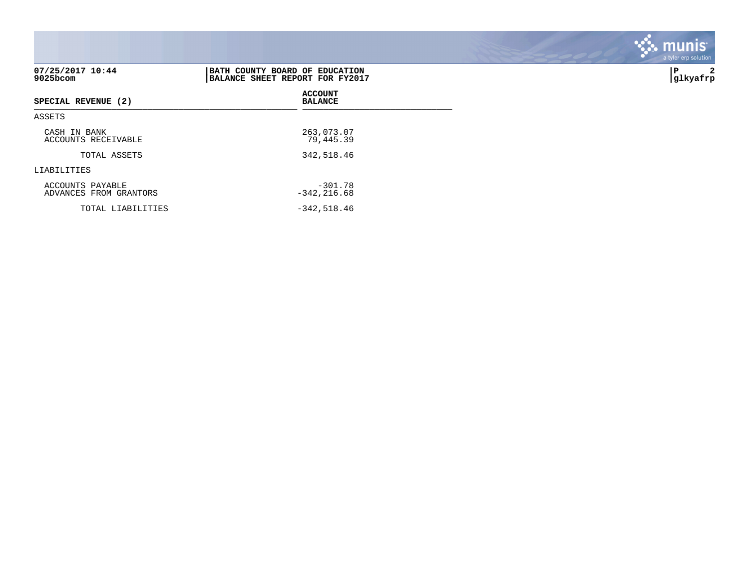**07/25/2017 10:44**
**9025bcom**

**BATH COUNTY BOARD OF EDUCATION**
**BALANCE SHEET REPORT FOR FY2017**

| SPECIAL REVENUE (2) | ACCOUNT BALANCE |
|---|---|
| ASSETS | |
| CASH IN BANK | 263,073.07 |
| ACCOUNTS RECEIVABLE | 79,445.39 |
| TOTAL ASSETS | 342,518.46 |
| LIABILITIES | |
| ACCOUNTS PAYABLE | -301.78 |
| ADVANCES FROM GRANTORS | -342,216.68 |
| TOTAL LIABILITIES | -342,518.46 |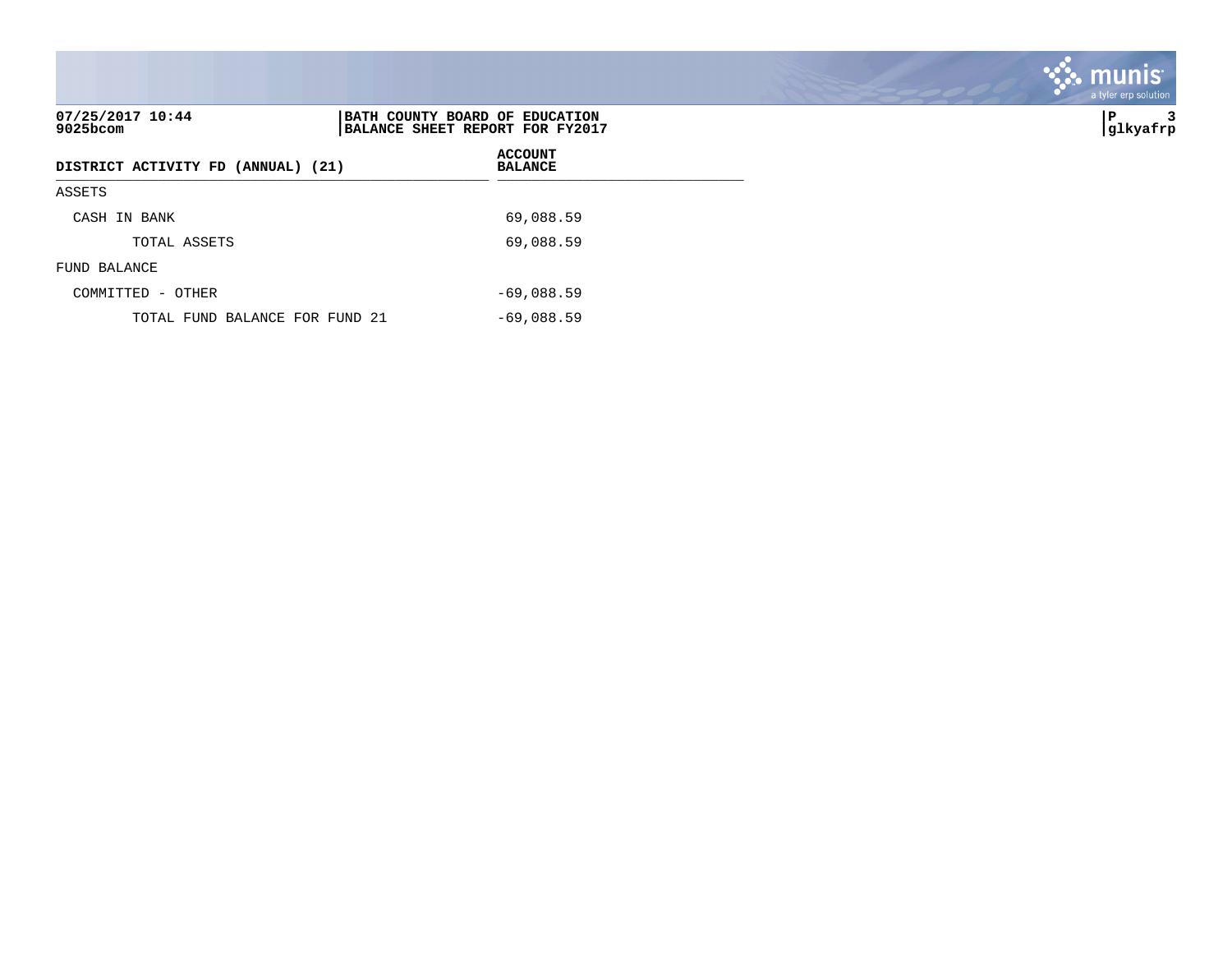**BATH COUNTY BOARD OF EDUCATION**
**BALANCE SHEET REPORT FOR FY2017**

**07/25/2017 10:44**
**9025bcom**

| DISTRICT ACTIVITY FD (ANNUAL) (21) | ACCOUNT BALANCE |
|---|---|
| ASSETS | |
| CASH IN BANK | 69,088.59 |
| TOTAL ASSETS | 69,088.59 |
| FUND BALANCE | |
| COMMITTED - OTHER | -69,088.59 |
| TOTAL FUND BALANCE FOR FUND 21 | -69,088.59 |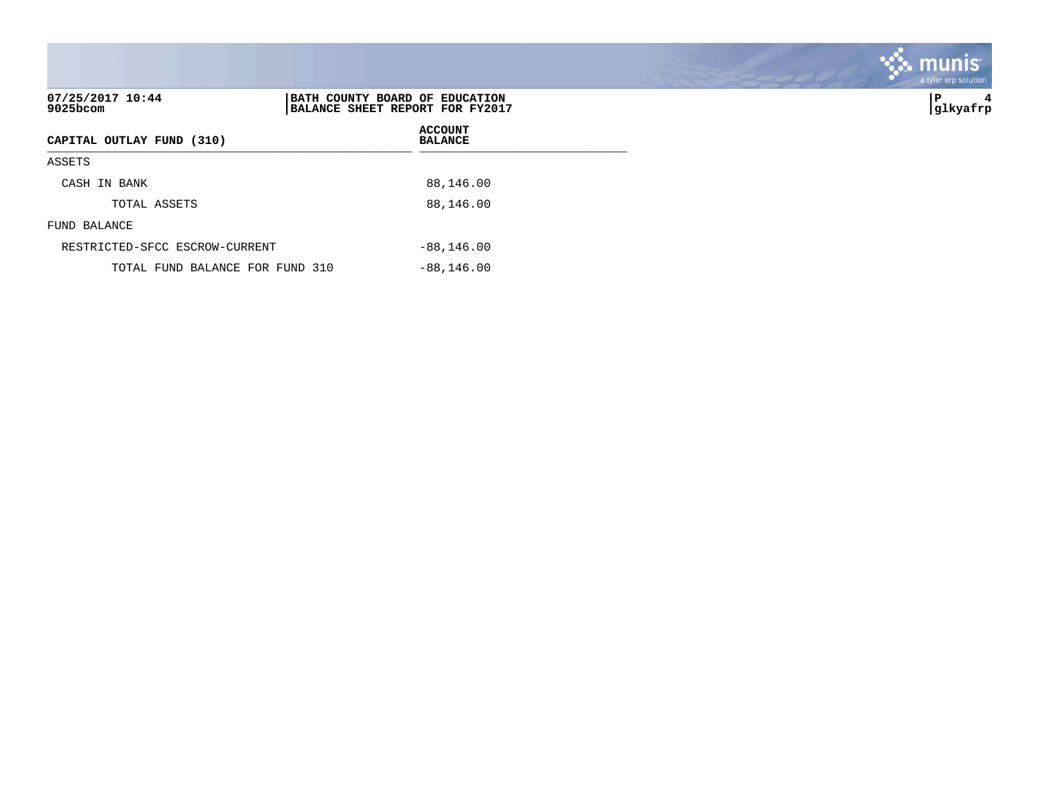07/25/2017 10:44
9025bcom

**BATH COUNTY BOARD OF EDUCATION**
**BALANCE SHEET REPORT FOR FY2017**

| CAPITAL OUTLAY FUND (310) | ACCOUNT BALANCE |
|---|---|
| ASSETS | |
| CASH IN BANK | 88,146.00 |
| TOTAL ASSETS | 88,146.00 |
| FUND BALANCE | |
| RESTRICTED-SFCC ESCROW-CURRENT | -88,146.00 |
| TOTAL FUND BALANCE FOR FUND 310 | -88,146.00 |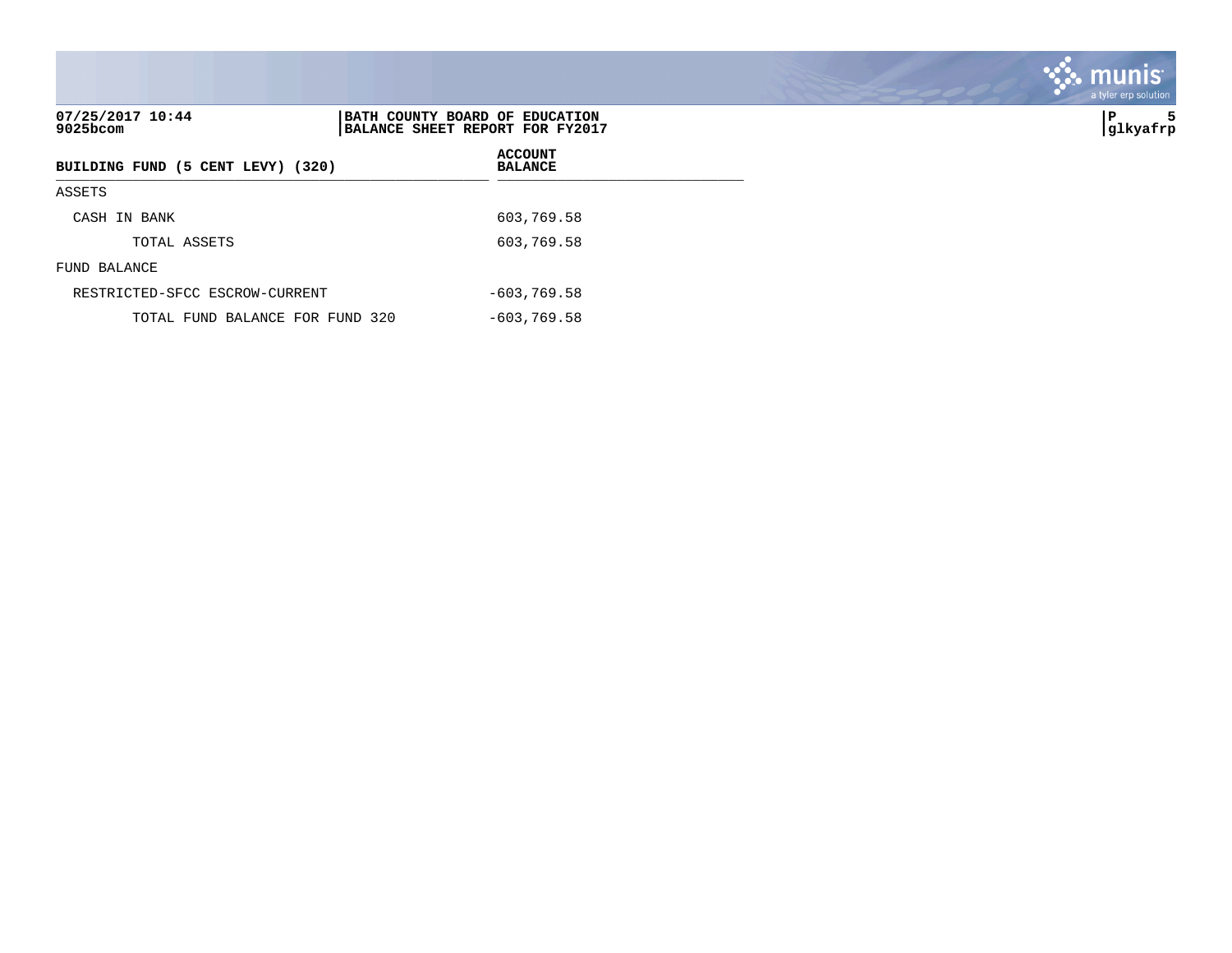07/25/2017 10:44 | BATH COUNTY BOARD OF EDUCATION
9025bcom | BALANCE SHEET REPORT FOR FY2017

| BUILDING FUND (5 CENT LEVY) (320) | ACCOUNT BALANCE |
|---|---|
| ASSETS | |
| CASH IN BANK | 603,769.58 |
| TOTAL ASSETS | 603,769.58 |
| FUND BALANCE | |
| RESTRICTED-SFCC ESCROW-CURRENT | -603,769.58 |
| TOTAL FUND BALANCE FOR FUND 320 | -603,769.58 |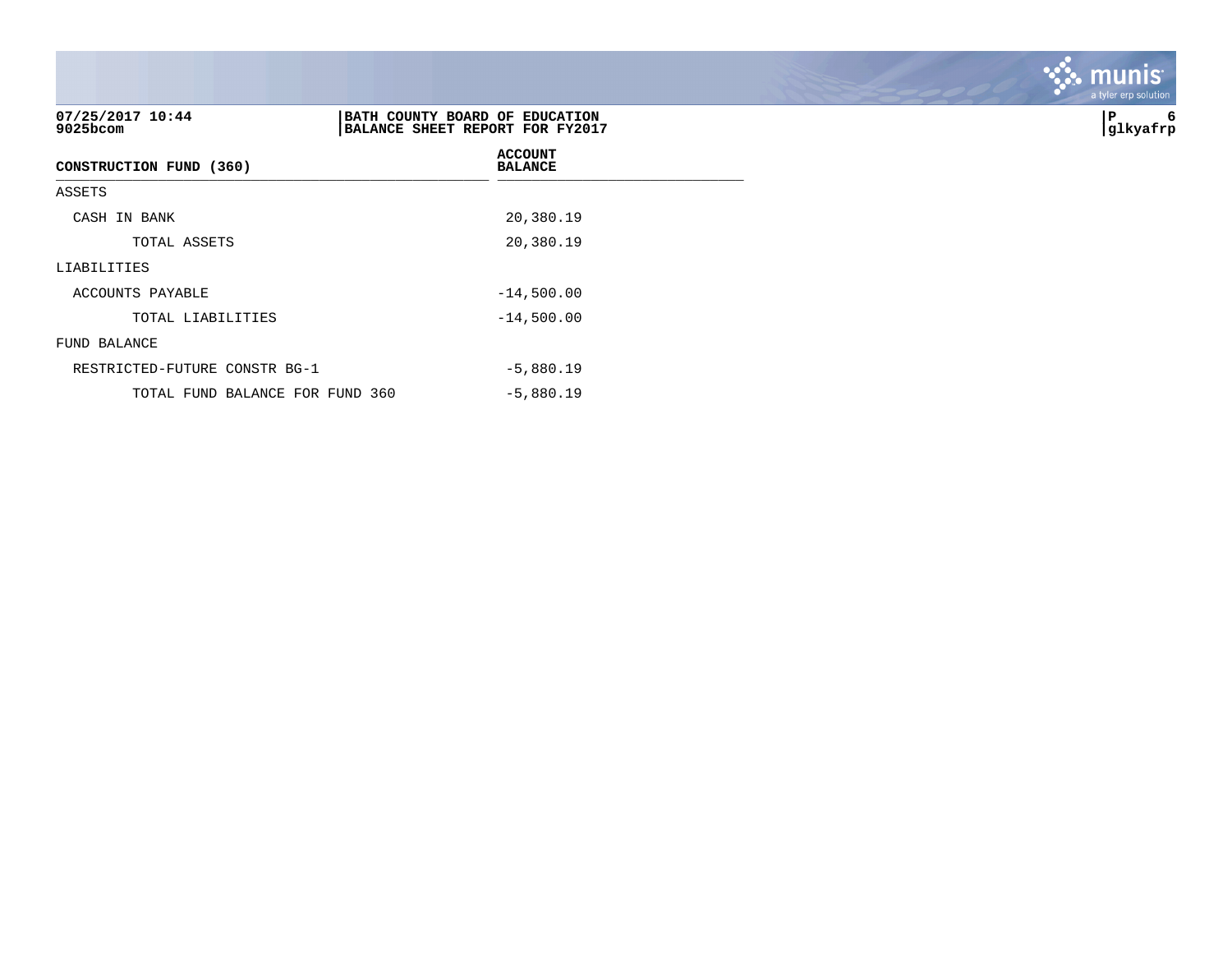**07/25/2017 10:44**
**9025bcom**

**BATH COUNTY BOARD OF EDUCATION**
**BALANCE SHEET REPORT FOR FY2017**

**P 6**
**glkyafrp**

| **CONSTRUCTION FUND (360)** | **ACCOUNT BALANCE** |
|---|---|
| ASSETS | |
| CASH IN BANK | 20,380.19 |
| TOTAL ASSETS | 20,380.19 |
| LIABILITIES | |
| ACCOUNTS PAYABLE | -14,500.00 |
| TOTAL LIABILITIES | -14,500.00 |
| FUND BALANCE | |
| RESTRICTED-FUTURE CONSTR BG-1 | -5,880.19 |
| TOTAL FUND BALANCE FOR FUND 360 | -5,880.19 |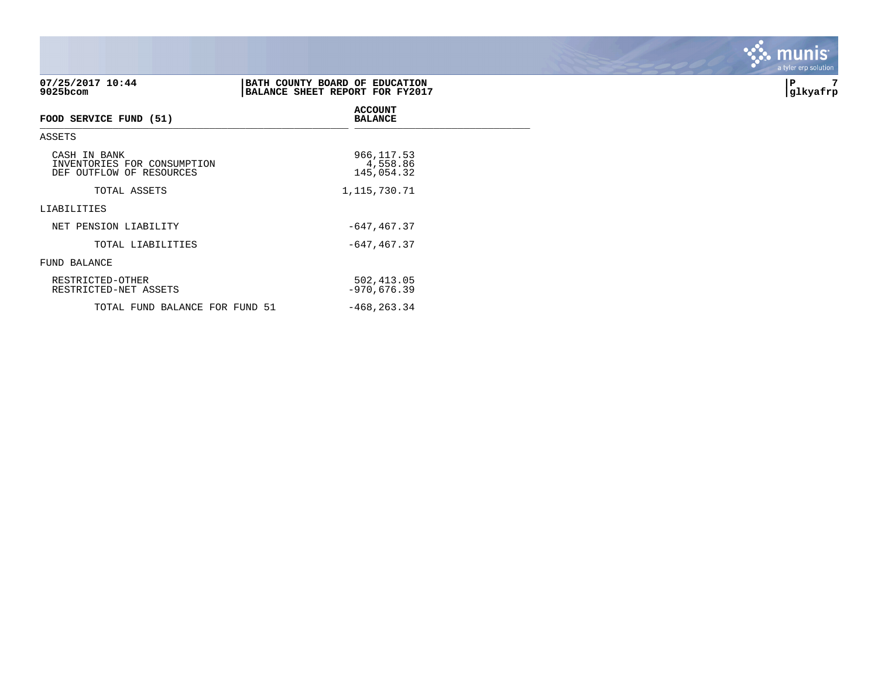**07/25/2017 10:44**
**9025bcom**

**BATH COUNTY BOARD OF EDUCATION**
**BALANCE SHEET REPORT FOR FY2017**

| FOOD SERVICE FUND (51) | ACCOUNT BALANCE |
|---|---|
| ASSETS | |
| CASH IN BANK | 966,117.53 |
| INVENTORIES FOR CONSUMPTION | 4,558.86 |
| DEF OUTFLOW OF RESOURCES | 145,054.32 |
| TOTAL ASSETS | 1,115,730.71 |
| LIABILITIES | |
| NET PENSION LIABILITY | -647,467.37 |
| TOTAL LIABILITIES | -647,467.37 |
| FUND BALANCE | |
| RESTRICTED-OTHER | 502,413.05 |
| RESTRICTED-NET ASSETS | -970,676.39 |
| TOTAL FUND BALANCE FOR FUND 51 | -468,263.34 |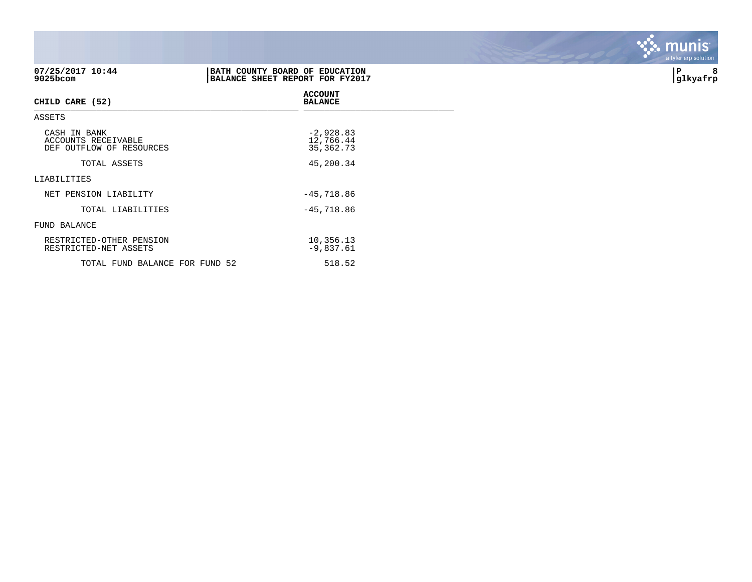07/25/2017 10:44
9025bcom

**BATH COUNTY BOARD OF EDUCATION**
**BALANCE SHEET REPORT FOR FY2017**

P 8
glkyafrp

| CHILD CARE (52) | ACCOUNT BALANCE |
|---|---|
| ASSETS | |
| CASH IN BANK | -2,928.83 |
| ACCOUNTS RECEIVABLE | 12,766.44 |
| DEF OUTFLOW OF RESOURCES | 35,362.73 |
| TOTAL ASSETS | 45,200.34 |
| LIABILITIES | |
| NET PENSION LIABILITY | -45,718.86 |
| TOTAL LIABILITIES | -45,718.86 |
| FUND BALANCE | |
| RESTRICTED-OTHER PENSION | 10,356.13 |
| RESTRICTED-NET ASSETS | -9,837.61 |
| TOTAL FUND BALANCE FOR FUND 52 | 518.52 |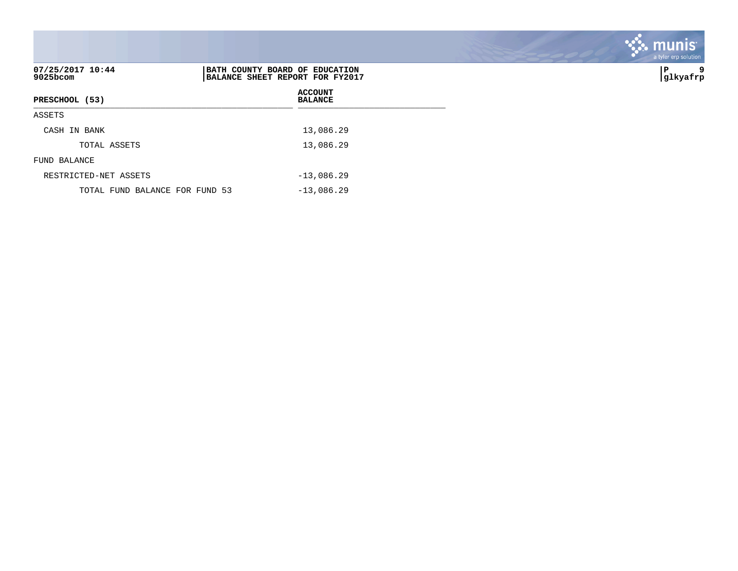07/25/2017 10:44
9025bcom

**BATH COUNTY BOARD OF EDUCATION**
**BALANCE SHEET REPORT FOR FY2017**

glkyafrp

| PRESCHOOL (53) | ACCOUNT BALANCE |
|---|---|
| ASSETS | |
| CASH IN BANK | 13,086.29 |
| TOTAL ASSETS | 13,086.29 |
| FUND BALANCE | |
| RESTRICTED-NET ASSETS | -13,086.29 |
| TOTAL FUND BALANCE FOR FUND 53 | -13,086.29 |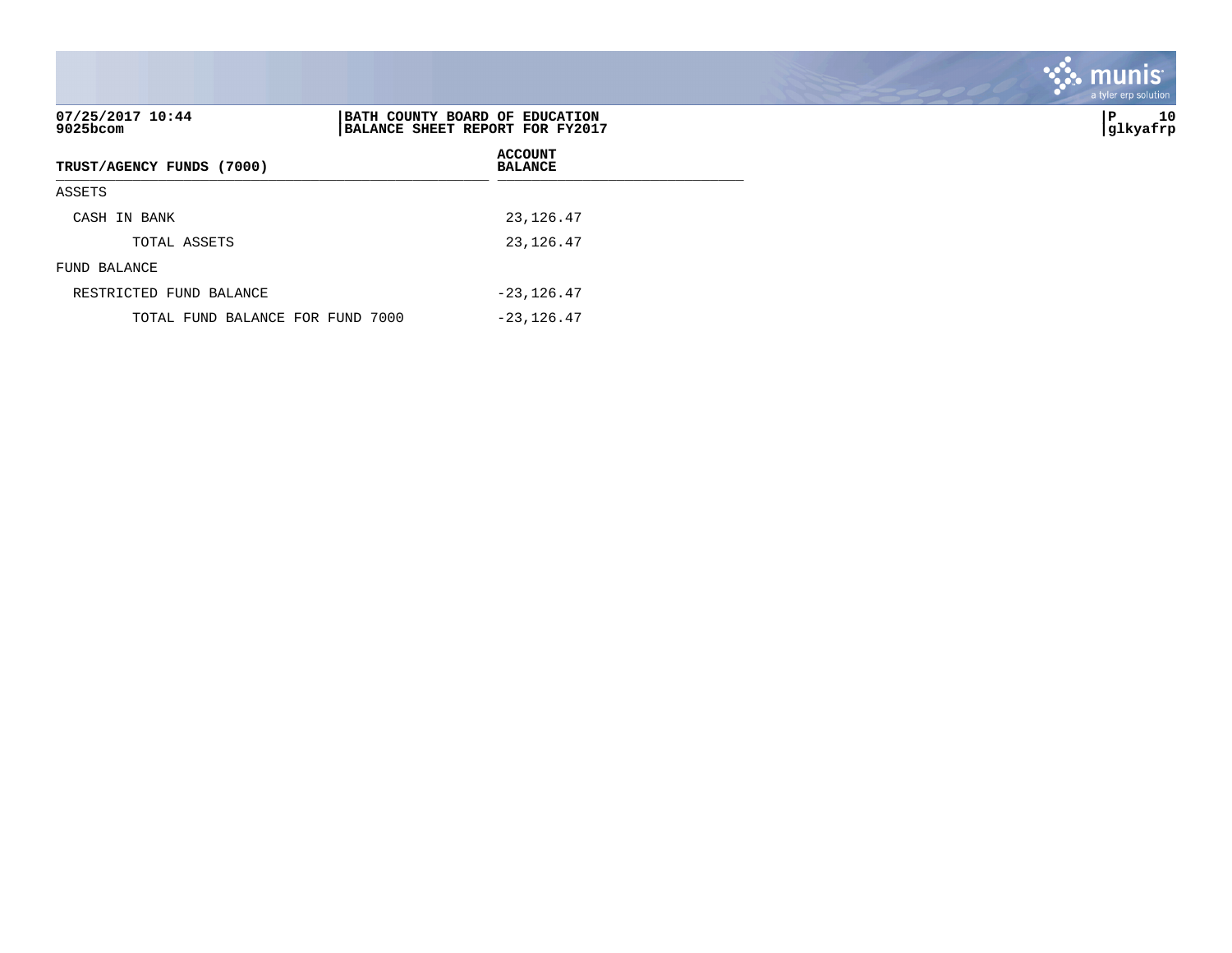**BATH COUNTY BOARD OF EDUCATION**
**BALANCE SHEET REPORT FOR FY2017**

07/25/2017 10:44
9025bcom

| TRUST/AGENCY FUNDS (7000) | ACCOUNT BALANCE |
|---|---|
| ASSETS | |
| CASH IN BANK | 23,126.47 |
| TOTAL ASSETS | 23,126.47 |
| FUND BALANCE | |
| RESTRICTED FUND BALANCE | -23,126.47 |
| TOTAL FUND BALANCE FOR FUND 7000 | -23,126.47 |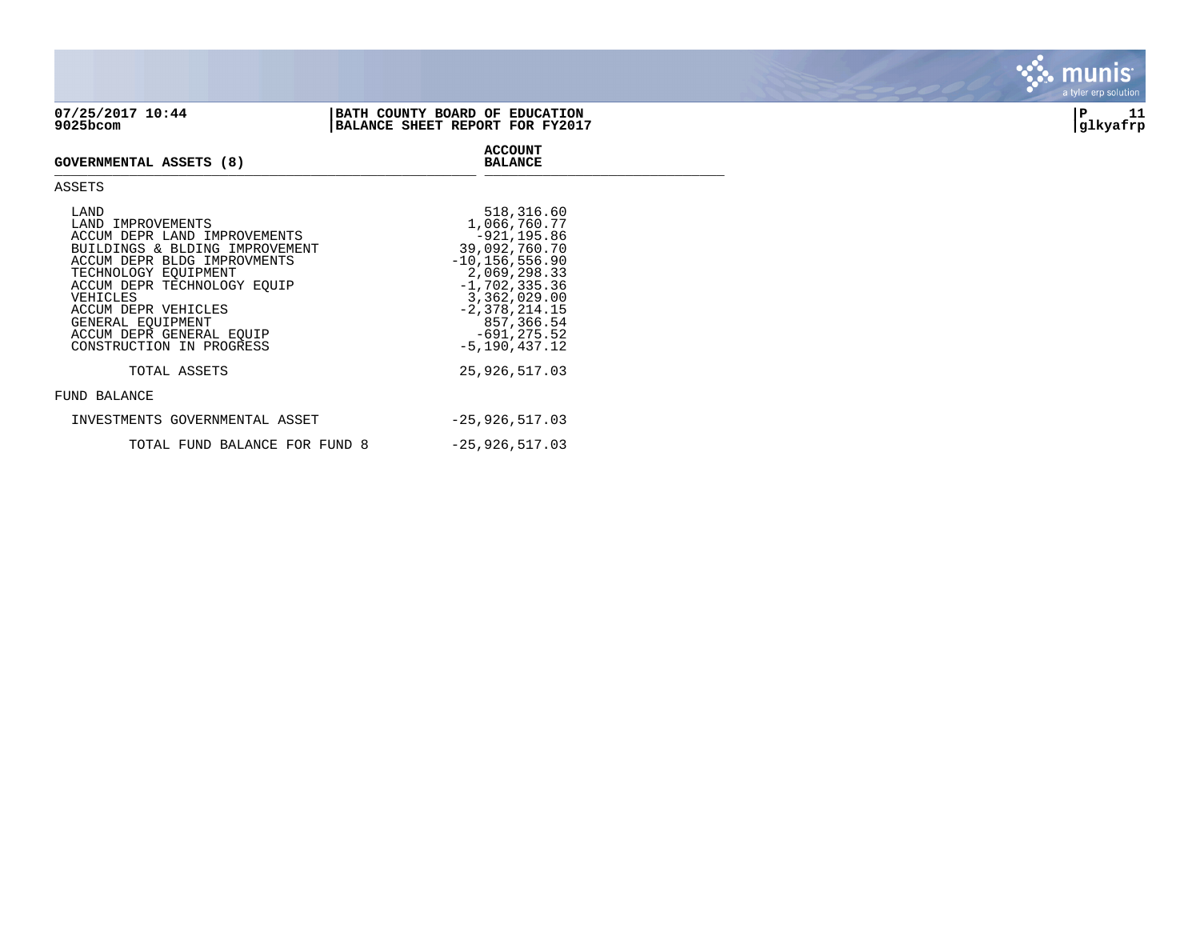07/25/2017 10:44
9025bcom

**BATH COUNTY BOARD OF EDUCATION**
**BALANCE SHEET REPORT FOR FY2017**

glkyafrp

| GOVERNMENTAL ASSETS (8) | ACCOUNT BALANCE |
|---|---|
| **ASSETS** | |
| LAND | 518,316.60 |
| LAND IMPROVEMENTS | 1,066,760.77 |
| ACCUM DEPR LAND IMPROVEMENTS | -921,195.86 |
| BUILDINGS & BLDING IMPROVEMENT | 39,092,760.70 |
| ACCUM DEPR BLDG IMPROVMENTS | -10,156,556.90 |
| TECHNOLOGY EQUIPMENT | 2,069,298.33 |
| ACCUM DEPR TECHNOLOGY EQUIP | -1,702,335.36 |
| VEHICLES | 3,362,029.00 |
| ACCUM DEPR VEHICLES | -2,378,214.15 |
| GENERAL EQUIPMENT | 857,366.54 |
| ACCUM DEPR GENERAL EQUIP | -691,275.52 |
| CONSTRUCTION IN PROGRESS | -5,190,437.12 |
| TOTAL ASSETS | 25,926,517.03 |
| **FUND BALANCE** | |
| INVESTMENTS GOVERNMENTAL ASSET | -25,926,517.03 |
| TOTAL FUND BALANCE FOR FUND 8 | -25,926,517.03 |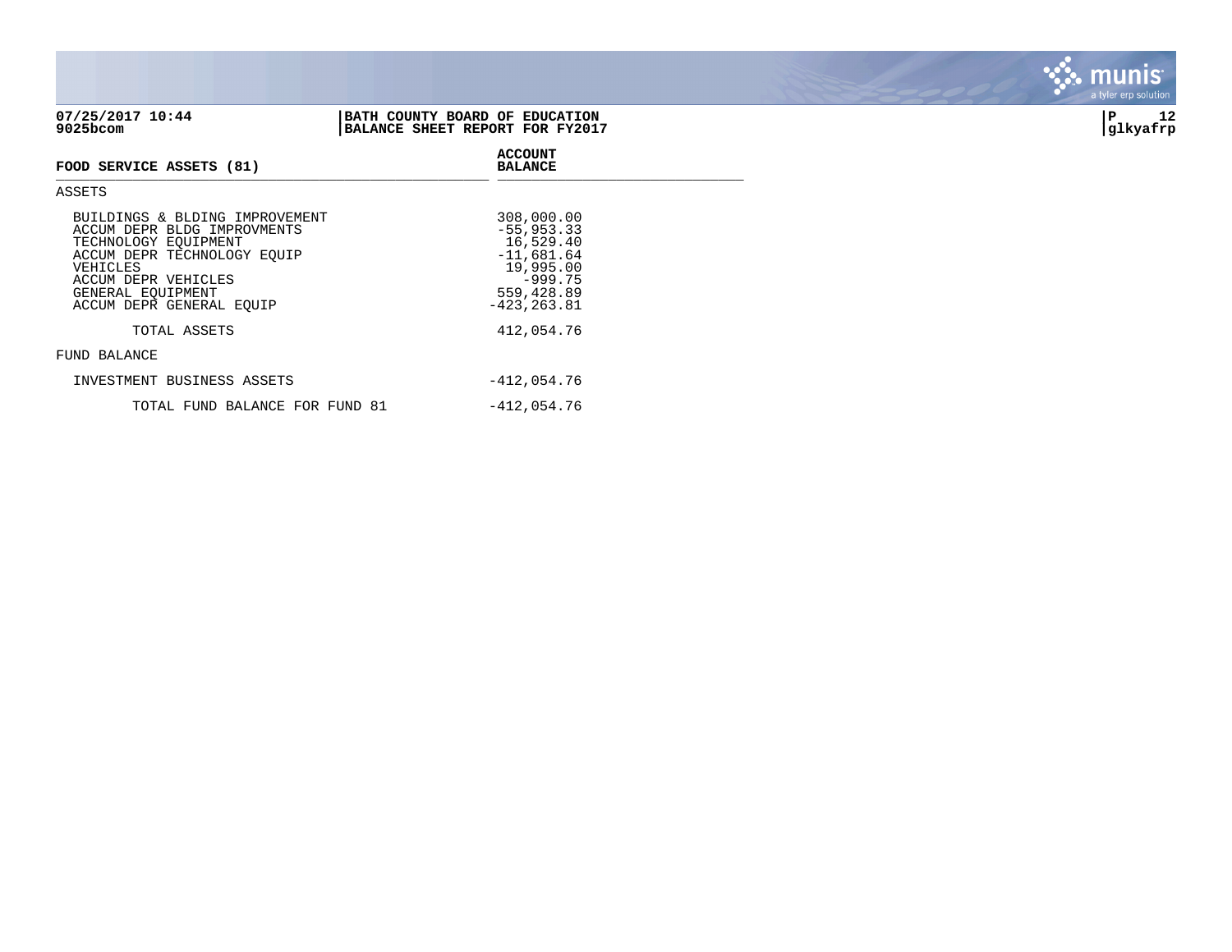**07/25/2017 10:44** | **BATH COUNTY BOARD OF EDUCATION**
**9025bcom** | **BALANCE SHEET REPORT FOR FY2017**

**P 12**
**glkyafrp**

| **FOOD SERVICE ASSETS (81)** | **ACCOUNT BALANCE** |
|---|---|
| ASSETS | |
| BUILDINGS & BLDING IMPROVEMENT | 308,000.00 |
| ACCUM DEPR BLDG IMPROVMENTS | -55,953.33 |
| TECHNOLOGY EQUIPMENT | 16,529.40 |
| ACCUM DEPR TECHNOLOGY EQUIP | -11,681.64 |
| VEHICLES | 19,995.00 |
| ACCUM DEPR VEHICLES | -999.75 |
| GENERAL EQUIPMENT | 559,428.89 |
| ACCUM DEPR GENERAL EQUIP | -423,263.81 |
| TOTAL ASSETS | 412,054.76 |
| FUND BALANCE | |
| INVESTMENT BUSINESS ASSETS | -412,054.76 |
| TOTAL FUND BALANCE FOR FUND 81 | -412,054.76 |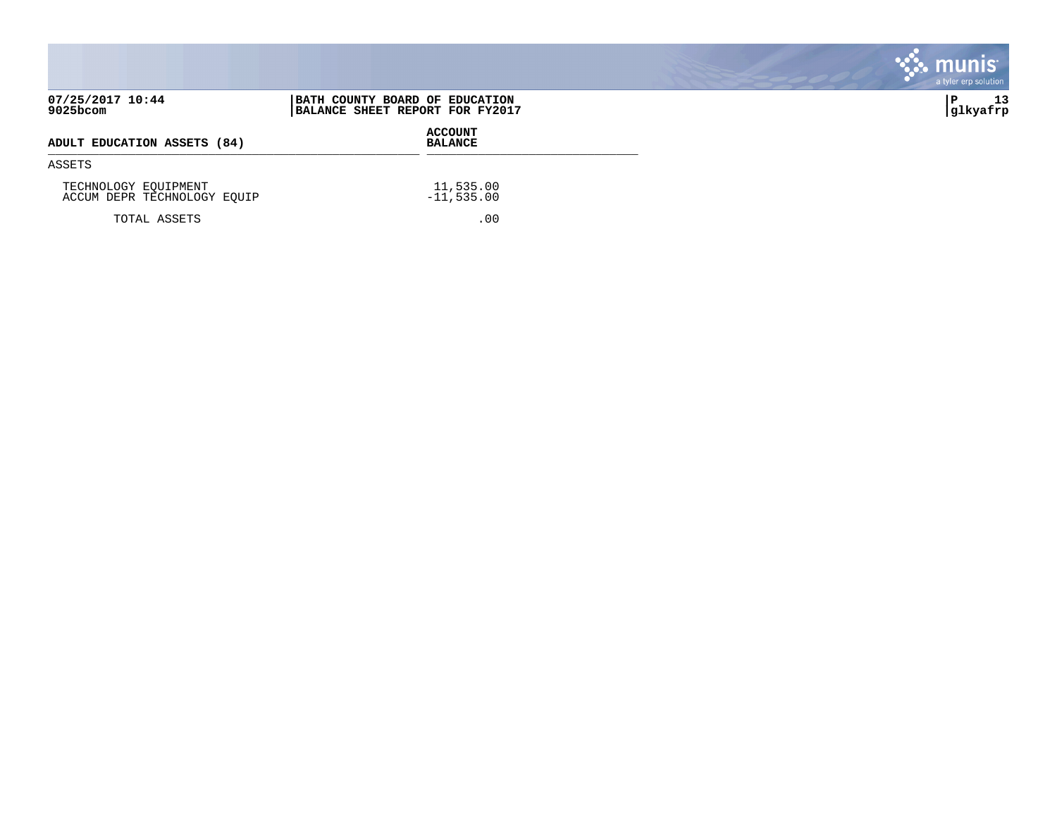07/25/2017 10:44
9025bcom

**BATH COUNTY BOARD OF EDUCATION**
**BALANCE SHEET REPORT FOR FY2017**

| ADULT EDUCATION ASSETS (84) | ACCOUNT BALANCE |
|---|---|
| ASSETS | |
| TECHNOLOGY EQUIPMENT | 11,535.00 |
| ACCUM DEPR TECHNOLOGY EQUIP | -11,535.00 |
| TOTAL ASSETS | .00 |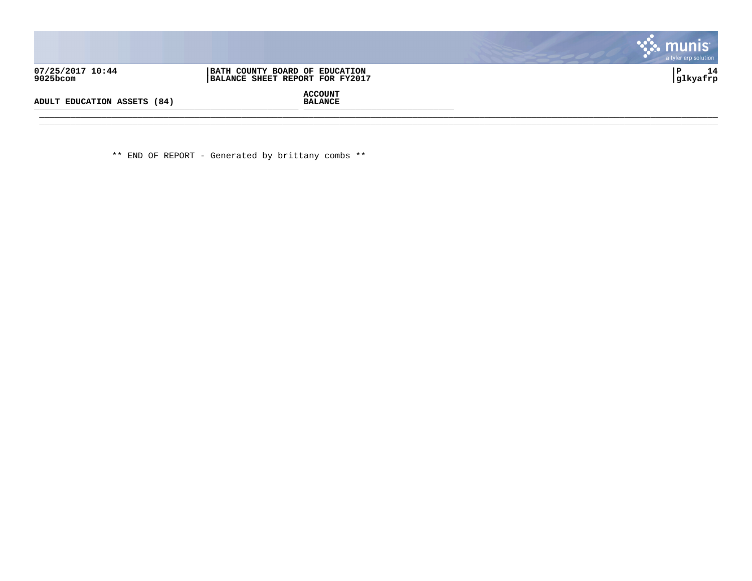07/25/2017 10:44
9025bcom

BATH COUNTY BOARD OF EDUCATION
BALANCE SHEET REPORT FOR FY2017

P 14
glkyafrp

| ADULT EDUCATION ASSETS (84) | ACCOUNT BALANCE |
| --- | --- |

** END OF REPORT - Generated by brittany combs **